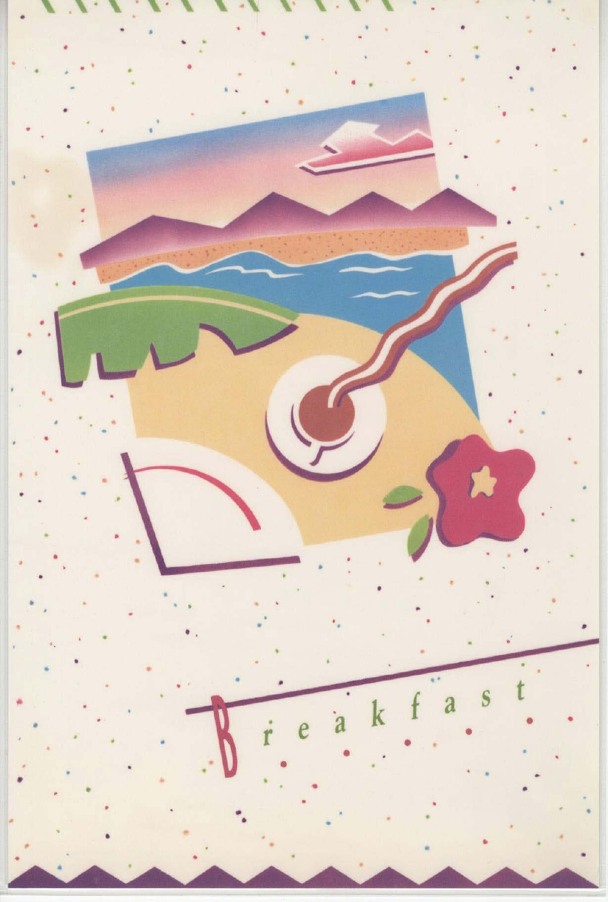# Breakfast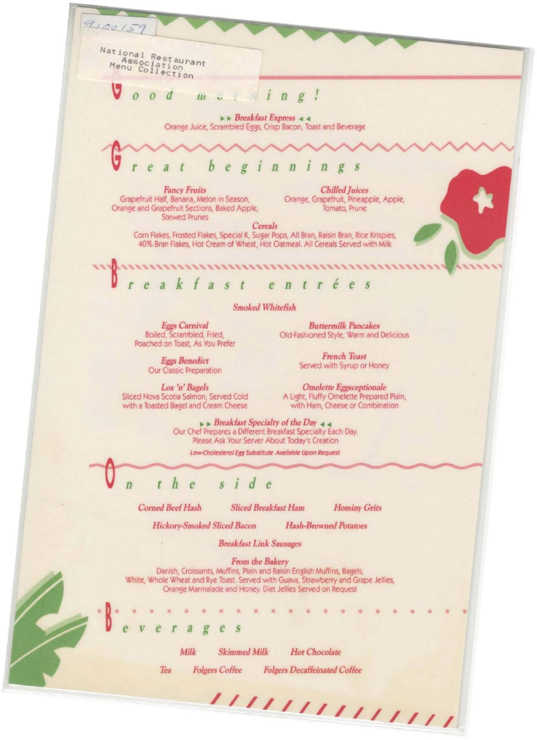9100159

National Restaurant Association Menu Collection

# Good morning!

**Breakfast Express**
Orange Juice, Scrambled Eggs, Crisp Bacon, Toast and Beverage

## Great beginnings

***Fancy Fruits***
Grapefruit Half, Banana, Melon in Season, Orange and Grapefruit Sections, Baked Apple, Stewed Prunes

***Chilled Juices***
Orange, Grapefruit, Pineapple, Apple, Tomato, Prune

***Cereals***
Corn Flakes, Frosted Flakes, Special K, Sugar Pops, All Bran, Raisin Bran, Rice Krispies, 40% Bran Flakes, Hot Cream of Wheat, Hot Oatmeal. All Cereals Served with Milk

## Breakfast entrées

***Smoked Whitefish***

***Eggs Carnival***
Boiled, Scrambled, Fried, Poached on Toast, As You Prefer

***Eggs Benedict***
Our Classic Preparation

***Lox 'n' Bagels***
Sliced Nova Scotia Salmon, Served Cold with a Toasted Bagel and Cream Cheese

***Buttermilk Pancakes***
Old-Fashioned Style, Warm and Delicious

***French Toast***
Served with Syrup or Honey

***Omelette Eggsceptionale***
A Light, Fluffy Omelette Prepared Plain, with Ham, Cheese or Combination

***Breakfast Specialty of the Day***
Our Chef Prepares a Different Breakfast Specialty Each Day. Please Ask Your Server About Today's Creation

*Low-Cholesterol Egg Substitute Available Upon Request*

## On the side

*Corned Beef Hash* · *Sliced Breakfast Ham* · *Hominy Grits*

*Hickory-Smoked Sliced Bacon* · *Hash-Browned Potatoes*

*Breakfast Link Sausages*

***From the Bakery***
Danish, Croissants, Muffins, Plain and Raisin English Muffins, Bagels, White, Whole Wheat and Rye Toast. Served with Guava, Strawberry and Grape Jellies, Orange Marmalade and Honey. Diet Jellies Served on Request

## Beverages

*Milk* · *Skimmed Milk* · *Hot Chocolate*

*Tea* · *Folgers Coffee* · *Folgers Decaffeinated Coffee*